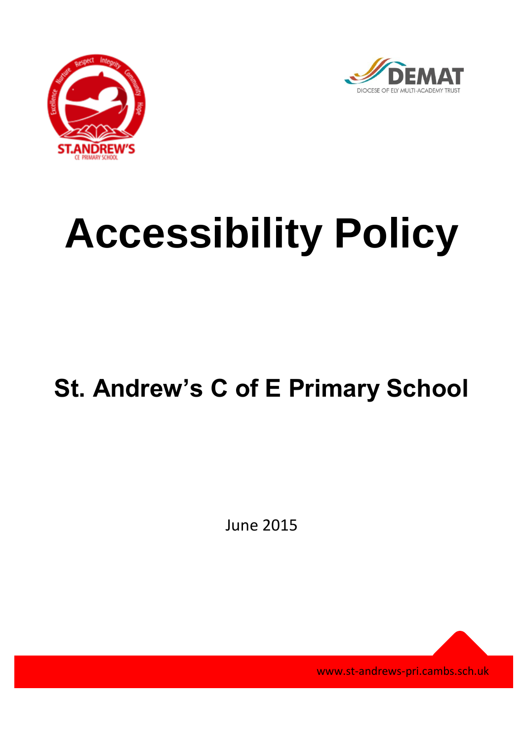# Accessibility Policy

## St. Andrew's C of E Primary School

June 2015

www.st-andrews-pri.cambs.sch.uk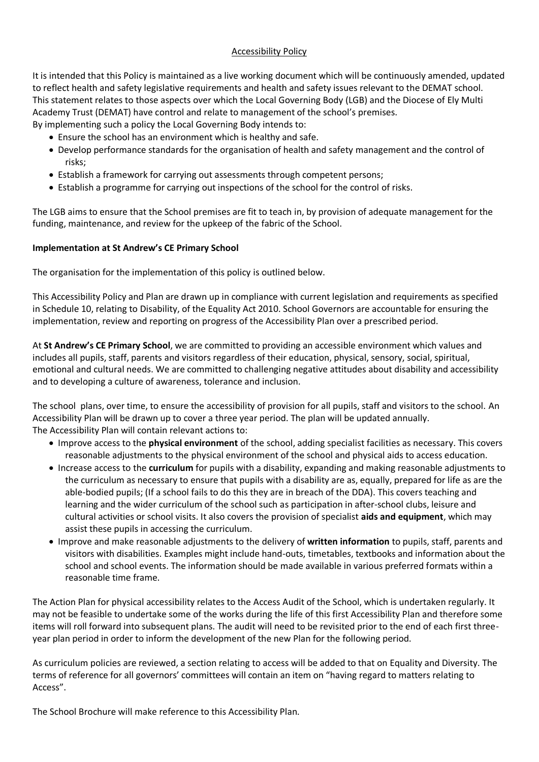## Accessibility Policy

It is intended that this Policy is maintained as a live working document which will be continuously amended, updated to reflect health and safety legislative requirements and health and safety issues relevant to the DEMAT school. This statement relates to those aspects over which the Local Governing Body (LGB) and the Diocese of Ely Multi Academy Trust (DEMAT) have control and relate to management of the school's premises.
By implementing such a policy the Local Governing Body intends to:

- Ensure the school has an environment which is healthy and safe.
- Develop performance standards for the organisation of health and safety management and the control of risks;
- Establish a framework for carrying out assessments through competent persons;
- Establish a programme for carrying out inspections of the school for the control of risks.

The LGB aims to ensure that the School premises are fit to teach in, by provision of adequate management for the funding, maintenance, and review for the upkeep of the fabric of the School.

**Implementation at St Andrew's CE Primary School**

The organisation for the implementation of this policy is outlined below.

This Accessibility Policy and Plan are drawn up in compliance with current legislation and requirements as specified in Schedule 10, relating to Disability, of the Equality Act 2010. School Governors are accountable for ensuring the implementation, review and reporting on progress of the Accessibility Plan over a prescribed period.

At **St Andrew's CE Primary School**, we are committed to providing an accessible environment which values and includes all pupils, staff, parents and visitors regardless of their education, physical, sensory, social, spiritual, emotional and cultural needs. We are committed to challenging negative attitudes about disability and accessibility and to developing a culture of awareness, tolerance and inclusion.

The school plans, over time, to ensure the accessibility of provision for all pupils, staff and visitors to the school. An Accessibility Plan will be drawn up to cover a three year period. The plan will be updated annually.
The Accessibility Plan will contain relevant actions to:

- Improve access to the **physical environment** of the school, adding specialist facilities as necessary. This covers reasonable adjustments to the physical environment of the school and physical aids to access education.
- Increase access to the **curriculum** for pupils with a disability, expanding and making reasonable adjustments to the curriculum as necessary to ensure that pupils with a disability are as, equally, prepared for life as are the able-bodied pupils; (If a school fails to do this they are in breach of the DDA). This covers teaching and learning and the wider curriculum of the school such as participation in after-school clubs, leisure and cultural activities or school visits. It also covers the provision of specialist **aids and equipment**, which may assist these pupils in accessing the curriculum.
- Improve and make reasonable adjustments to the delivery of **written information** to pupils, staff, parents and visitors with disabilities. Examples might include hand-outs, timetables, textbooks and information about the school and school events. The information should be made available in various preferred formats within a reasonable time frame.

The Action Plan for physical accessibility relates to the Access Audit of the School, which is undertaken regularly. It may not be feasible to undertake some of the works during the life of this first Accessibility Plan and therefore some items will roll forward into subsequent plans. The audit will need to be revisited prior to the end of each first three-year plan period in order to inform the development of the new Plan for the following period.

As curriculum policies are reviewed, a section relating to access will be added to that on Equality and Diversity. The terms of reference for all governors' committees will contain an item on "having regard to matters relating to Access".

The School Brochure will make reference to this Accessibility Plan.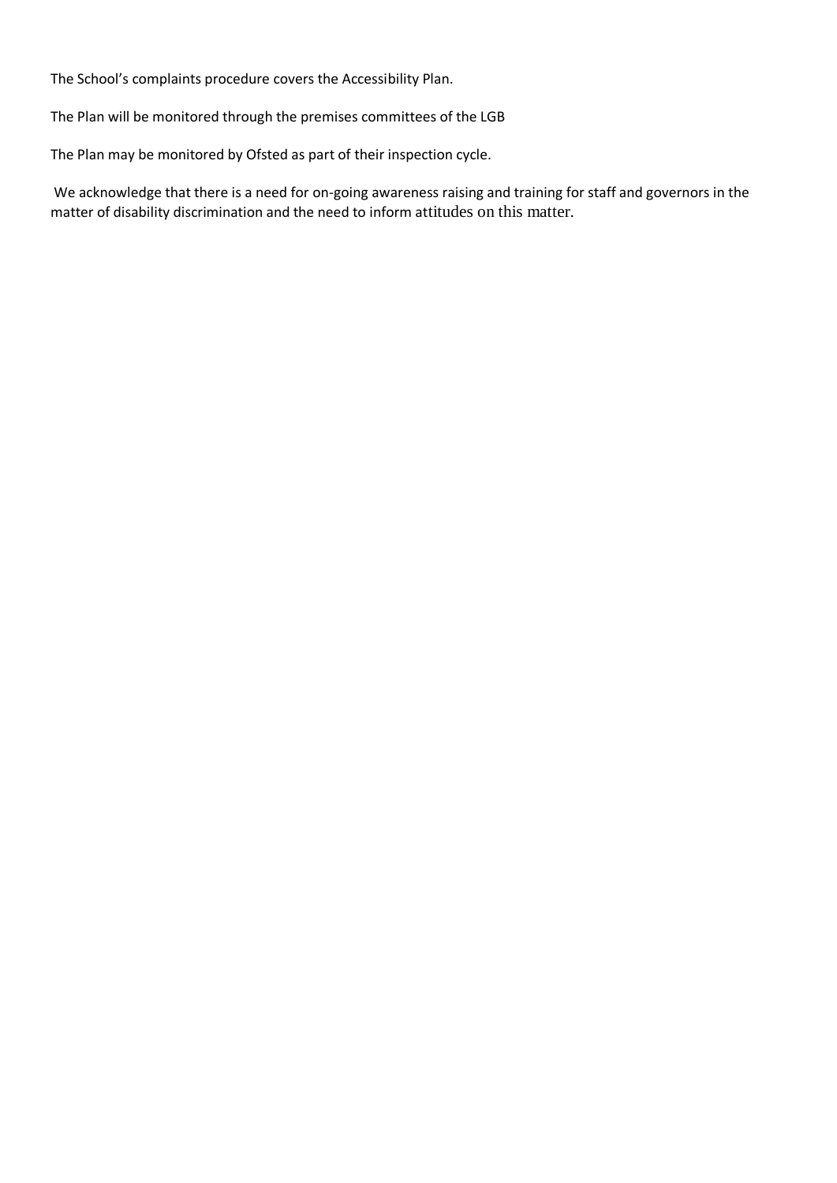The School's complaints procedure covers the Accessibility Plan.

The Plan will be monitored through the premises committees of the LGB

The Plan may be monitored by Ofsted as part of their inspection cycle.

We acknowledge that there is a need for on-going awareness raising and training for staff and governors in the matter of disability discrimination and the need to inform attitudes on this matter.